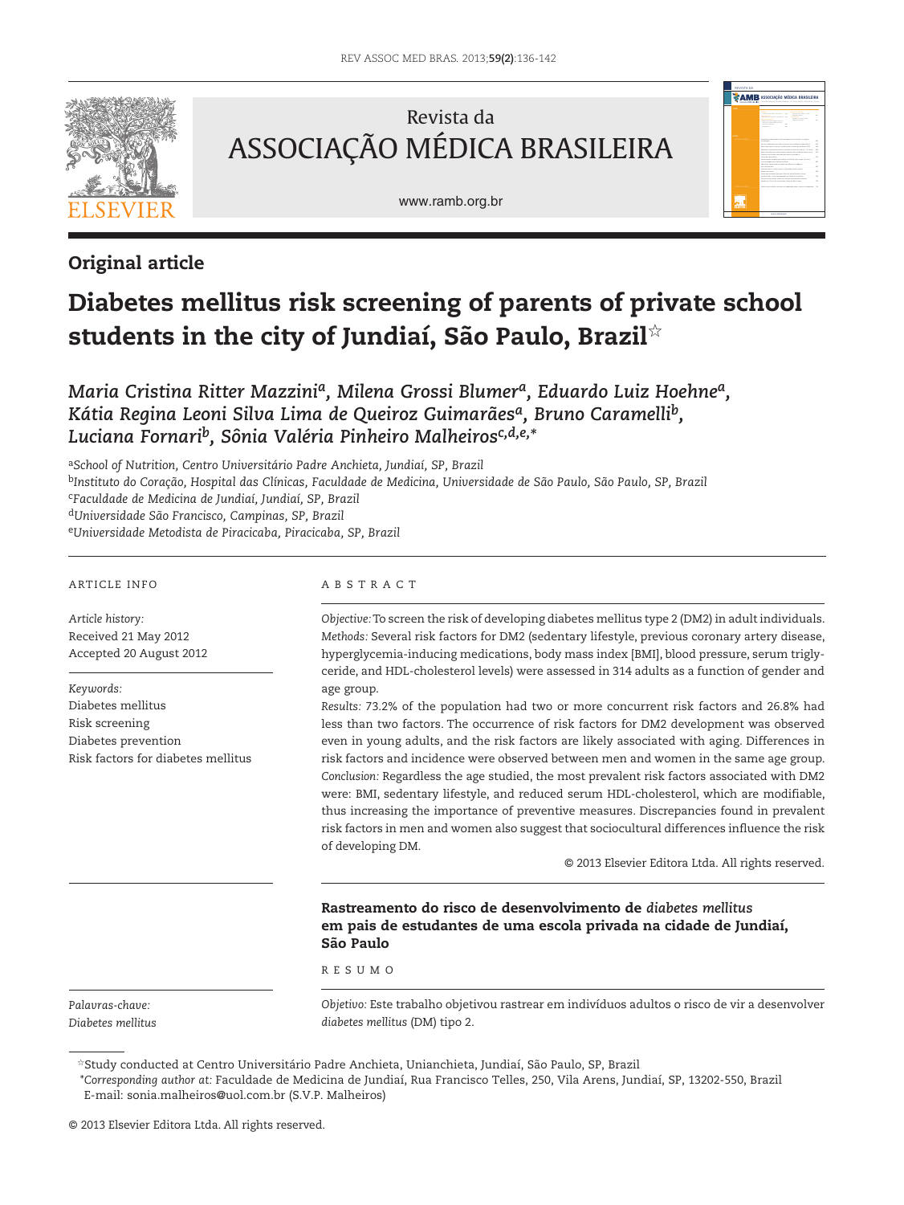Original article

# Diabetes mellitus risk screening of parents of private school students in the city of Jundiaí, São Paulo, Brazil☆

*Maria Cristina Ritter Mazzini[a], Milena Grossi Blumer[a], Eduardo Luiz Hoehne[a], Kátia Regina Leoni Silva Lima de Queiroz Guimarães[a], Bruno Caramelli[b], Luciana Fornari[b], Sônia Valéria Pinheiro Malheiros[c,d,e,*]*

[a]*School of Nutrition, Centro Universitário Padre Anchieta, Jundiaí, SP, Brazil*
[b]*Instituto do Coração, Hospital das Clínicas, Faculdade de Medicina, Universidade de São Paulo, São Paulo, SP, Brazil*
[c]*Faculdade de Medicina de Jundiaí, Jundiaí, SP, Brazil*
[d]*Universidade São Francisco, Campinas, SP, Brazil*
[e]*Universidade Metodista de Piracicaba, Piracicaba, SP, Brazil*

ARTICLE INFO

*Article history:*
Received 21 May 2012
Accepted 20 August 2012

*Keywords:*
Diabetes mellitus
Risk screening
Diabetes prevention
Risk factors for diabetes mellitus

ABSTRACT

*Objective:* To screen the risk of developing diabetes mellitus type 2 (DM2) in adult individuals.
*Methods:* Several risk factors for DM2 (sedentary lifestyle, previous coronary artery disease, hyperglycemia-inducing medications, body mass index [BMI], blood pressure, serum triglyceride, and HDL-cholesterol levels) were assessed in 314 adults as a function of gender and age group.
*Results:* 73.2% of the population had two or more concurrent risk factors and 26.8% had less than two factors. The occurrence of risk factors for DM2 development was observed even in young adults, and the risk factors are likely associated with aging. Differences in risk factors and incidence were observed between men and women in the same age group.
*Conclusion:* Regardless the age studied, the most prevalent risk factors associated with DM2 were: BMI, sedentary lifestyle, and reduced serum HDL-cholesterol, which are modifiable, thus increasing the importance of preventive measures. Discrepancies found in prevalent risk factors in men and women also suggest that sociocultural differences influence the risk of developing DM.

© 2013 Elsevier Editora Ltda. All rights reserved.

## Rastreamento do risco de desenvolvimento de *diabetes mellitus* em pais de estudantes de uma escola privada na cidade de Jundiaí, São Paulo

RESUMO

*Palavras-chave:*
*Diabetes mellitus*

*Objetivo:* Este trabalho objetivou rastrear em indivíduos adultos o risco de vir a desenvolver *diabetes mellitus* (DM) tipo 2.

☆Study conducted at Centro Universitário Padre Anchieta, Unianchieta, Jundiaí, São Paulo, SP, Brazil
*\*Corresponding author at:* Faculdade de Medicina de Jundiaí, Rua Francisco Telles, 250, Vila Arens, Jundiaí, SP, 13202-550, Brazil
E-mail: sonia.malheiros@uol.com.br (S.V.P. Malheiros)

© 2013 Elsevier Editora Ltda. All rights reserved.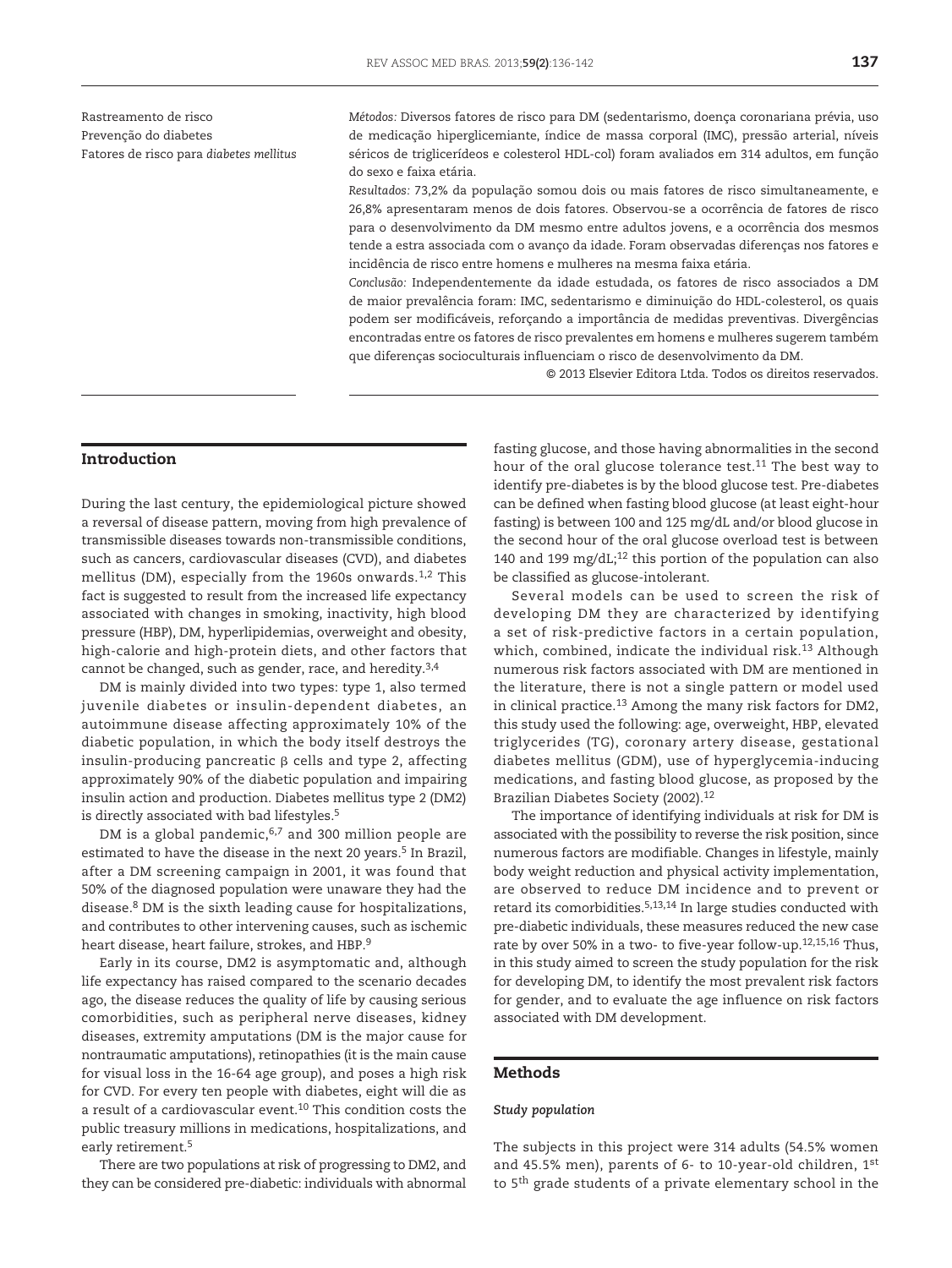Rastreamento de risco
Prevenção do diabetes
Fatores de risco para *diabetes mellitus*

*Métodos:* Diversos fatores de risco para DM (sedentarismo, doença coronariana prévia, uso de medicação hiperglicemiante, índice de massa corporal (IMC), pressão arterial, níveis séricos de triglicerídeos e colesterol HDL-col) foram avaliados em 314 adultos, em função do sexo e faixa etária.

*Resultados:* 73,2% da população somou dois ou mais fatores de risco simultaneamente, e 26,8% apresentaram menos de dois fatores. Observou-se a ocorrência de fatores de risco para o desenvolvimento da DM mesmo entre adultos jovens, e a ocorrência dos mesmos tende a estra associada com o avanço da idade. Foram observadas diferenças nos fatores e incidência de risco entre homens e mulheres na mesma faixa etária.

*Conclusão:* Independentemente da idade estudada, os fatores de risco associados a DM de maior prevalência foram: IMC, sedentarismo e diminuição do HDL-colesterol, os quais podem ser modificáveis, reforçando a importância de medidas preventivas. Divergências encontradas entre os fatores de risco prevalentes em homens e mulheres sugerem também que diferenças socioculturais influenciam o risco de desenvolvimento da DM.

© 2013 Elsevier Editora Ltda. Todos os direitos reservados.

## Introduction

During the last century, the epidemiological picture showed a reversal of disease pattern, moving from high prevalence of transmissible diseases towards non-transmissible conditions, such as cancers, cardiovascular diseases (CVD), and diabetes mellitus (DM), especially from the 1960s onwards.[1,2] This fact is suggested to result from the increased life expectancy associated with changes in smoking, inactivity, high blood pressure (HBP), DM, hyperlipidemias, overweight and obesity, high-calorie and high-protein diets, and other factors that cannot be changed, such as gender, race, and heredity.[3,4]

DM is mainly divided into two types: type 1, also termed juvenile diabetes or insulin-dependent diabetes, an autoimmune disease affecting approximately 10% of the diabetic population, in which the body itself destroys the insulin-producing pancreatic β cells and type 2, affecting approximately 90% of the diabetic population and impairing insulin action and production. Diabetes mellitus type 2 (DM2) is directly associated with bad lifestyles.[5]

DM is a global pandemic,[6,7] and 300 million people are estimated to have the disease in the next 20 years.[5] In Brazil, after a DM screening campaign in 2001, it was found that 50% of the diagnosed population were unaware they had the disease.[8] DM is the sixth leading cause for hospitalizations, and contributes to other intervening causes, such as ischemic heart disease, heart failure, strokes, and HBP.[9]

Early in its course, DM2 is asymptomatic and, although life expectancy has raised compared to the scenario decades ago, the disease reduces the quality of life by causing serious comorbidities, such as peripheral nerve diseases, kidney diseases, extremity amputations (DM is the major cause for nontraumatic amputations), retinopathies (it is the main cause for visual loss in the 16-64 age group), and poses a high risk for CVD. For every ten people with diabetes, eight will die as a result of a cardiovascular event.[10] This condition costs the public treasury millions in medications, hospitalizations, and early retirement.[5]

There are two populations at risk of progressing to DM2, and they can be considered pre-diabetic: individuals with abnormal fasting glucose, and those having abnormalities in the second hour of the oral glucose tolerance test.[11] The best way to identify pre-diabetes is by the blood glucose test. Pre-diabetes can be defined when fasting blood glucose (at least eight-hour fasting) is between 100 and 125 mg/dL and/or blood glucose in the second hour of the oral glucose overload test is between 140 and 199 mg/dL;[12] this portion of the population can also be classified as glucose-intolerant.

Several models can be used to screen the risk of developing DM they are characterized by identifying a set of risk-predictive factors in a certain population, which, combined, indicate the individual risk.[13] Although numerous risk factors associated with DM are mentioned in the literature, there is not a single pattern or model used in clinical practice.[13] Among the many risk factors for DM2, this study used the following: age, overweight, HBP, elevated triglycerides (TG), coronary artery disease, gestational diabetes mellitus (GDM), use of hyperglycemia-inducing medications, and fasting blood glucose, as proposed by the Brazilian Diabetes Society (2002).[12]

The importance of identifying individuals at risk for DM is associated with the possibility to reverse the risk position, since numerous factors are modifiable. Changes in lifestyle, mainly body weight reduction and physical activity implementation, are observed to reduce DM incidence and to prevent or retard its comorbidities.[5,13,14] In large studies conducted with pre-diabetic individuals, these measures reduced the new case rate by over 50% in a two- to five-year follow-up.[12,15,16] Thus, in this study aimed to screen the study population for the risk for developing DM, to identify the most prevalent risk factors for gender, and to evaluate the age influence on risk factors associated with DM development.

## Methods

### *Study population*

The subjects in this project were 314 adults (54.5% women and 45.5% men), parents of 6- to 10-year-old children, 1st to 5th grade students of a private elementary school in the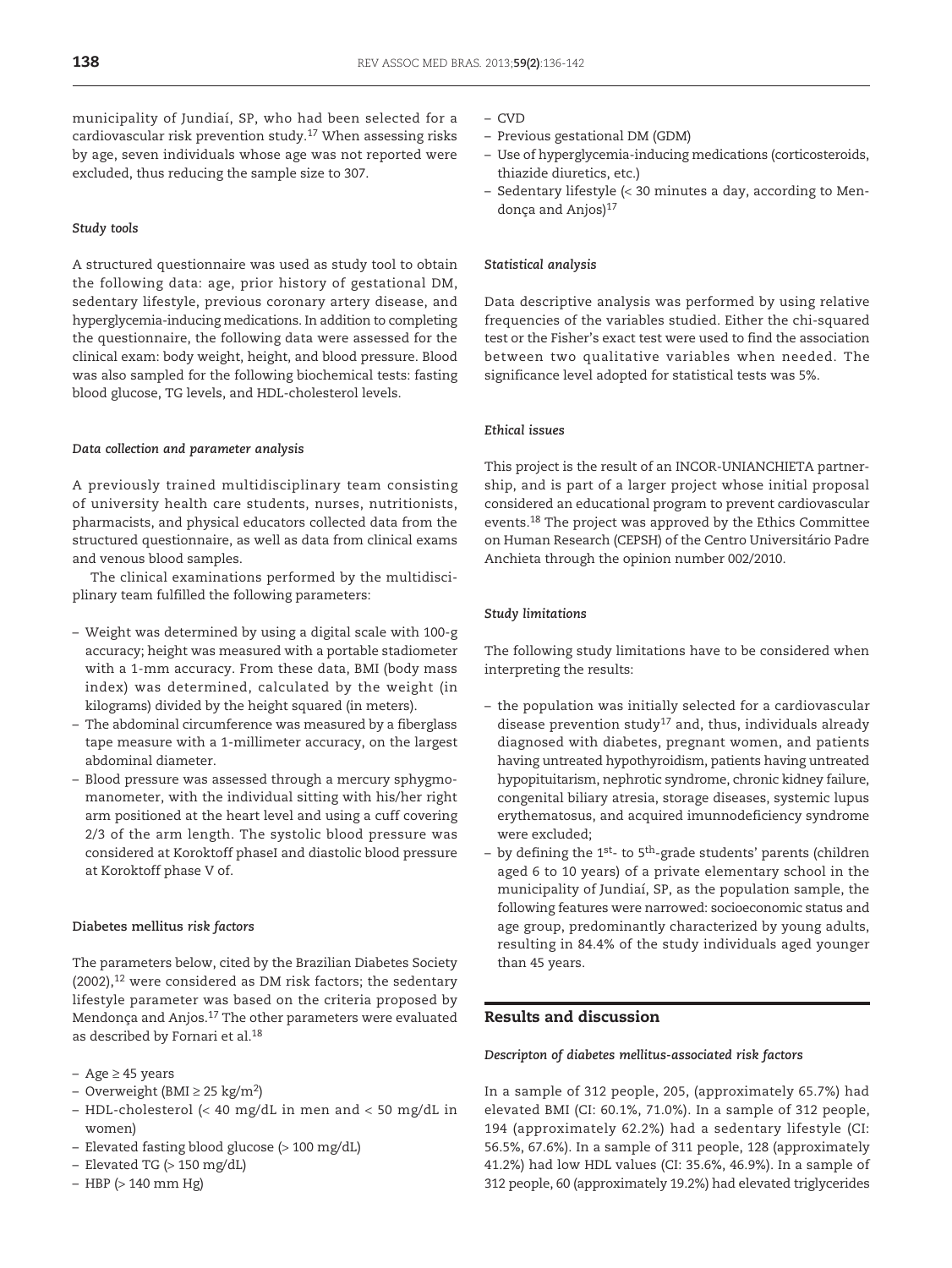municipality of Jundiaí, SP, who had been selected for a cardiovascular risk prevention study.[17] When assessing risks by age, seven individuals whose age was not reported were excluded, thus reducing the sample size to 307.

### *Study tools*

A structured questionnaire was used as study tool to obtain the following data: age, prior history of gestational DM, sedentary lifestyle, previous coronary artery disease, and hyperglycemia-inducing medications. In addition to completing the questionnaire, the following data were assessed for the clinical exam: body weight, height, and blood pressure. Blood was also sampled for the following biochemical tests: fasting blood glucose, TG levels, and HDL-cholesterol levels.

### *Data collection and parameter analysis*

A previously trained multidisciplinary team consisting of university health care students, nurses, nutritionists, pharmacists, and physical educators collected data from the structured questionnaire, as well as data from clinical exams and venous blood samples.

The clinical examinations performed by the multidisciplinary team fulfilled the following parameters:

- Weight was determined by using a digital scale with 100-g accuracy; height was measured with a portable stadiometer with a 1-mm accuracy. From these data, BMI (body mass index) was determined, calculated by the weight (in kilograms) divided by the height squared (in meters).
- The abdominal circumference was measured by a fiberglass tape measure with a 1-millimeter accuracy, on the largest abdominal diameter.
- Blood pressure was assessed through a mercury sphygmomanometer, with the individual sitting with his/her right arm positioned at the heart level and using a cuff covering 2/3 of the arm length. The systolic blood pressure was considered at Koroktoff phaseI and diastolic blood pressure at Koroktoff phase V of.

### **Diabetes mellitus** *risk factors*

The parameters below, cited by the Brazilian Diabetes Society (2002),[12] were considered as DM risk factors; the sedentary lifestyle parameter was based on the criteria proposed by Mendonça and Anjos.[17] The other parameters were evaluated as described by Fornari et al.[18]

- Age ≥ 45 years
- Overweight (BMI ≥ 25 kg/m$^2$)
- HDL-cholesterol (< 40 mg/dL in men and < 50 mg/dL in women)
- Elevated fasting blood glucose (> 100 mg/dL)
- Elevated TG (> 150 mg/dL)
- HBP (> 140 mm Hg)
- CVD
- Previous gestational DM (GDM)
- Use of hyperglycemia-inducing medications (corticosteroids, thiazide diuretics, etc.)
- Sedentary lifestyle (< 30 minutes a day, according to Mendonça and Anjos)[17]

### *Statistical analysis*

Data descriptive analysis was performed by using relative frequencies of the variables studied. Either the chi-squared test or the Fisher's exact test were used to find the association between two qualitative variables when needed. The significance level adopted for statistical tests was 5%.

### *Ethical issues*

This project is the result of an INCOR-UNIANCHIETA partnership, and is part of a larger project whose initial proposal considered an educational program to prevent cardiovascular events.[18] The project was approved by the Ethics Committee on Human Research (CEPSH) of the Centro Universitário Padre Anchieta through the opinion number 002/2010.

### *Study limitations*

The following study limitations have to be considered when interpreting the results:

- the population was initially selected for a cardiovascular disease prevention study[17] and, thus, individuals already diagnosed with diabetes, pregnant women, and patients having untreated hypothyroidism, patients having untreated hypopituitarism, nephrotic syndrome, chronic kidney failure, congenital biliary atresia, storage diseases, systemic lupus erythematosus, and acquired imunnodeficiency syndrome were excluded;
- by defining the 1st- to 5th-grade students' parents (children aged 6 to 10 years) of a private elementary school in the municipality of Jundiaí, SP, as the population sample, the following features were narrowed: socioeconomic status and age group, predominantly characterized by young adults, resulting in 84.4% of the study individuals aged younger than 45 years.

## Results and discussion

### *Descripton of diabetes mellitus-associated risk factors*

In a sample of 312 people, 205, (approximately 65.7%) had elevated BMI (CI: 60.1%, 71.0%). In a sample of 312 people, 194 (approximately 62.2%) had a sedentary lifestyle (CI: 56.5%, 67.6%). In a sample of 311 people, 128 (approximately 41.2%) had low HDL values (CI: 35.6%, 46.9%). In a sample of 312 people, 60 (approximately 19.2%) had elevated triglycerides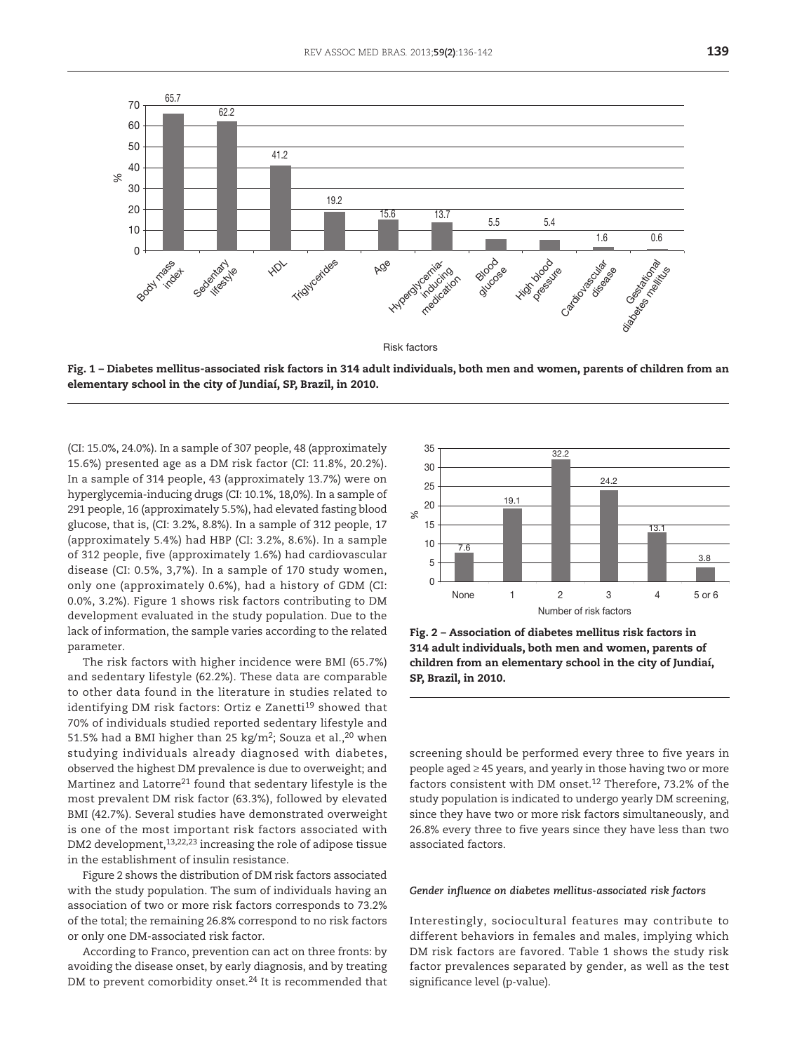Fig. 1 – Diabetes mellitus-associated risk factors in 314 adult individuals, both men and women, parents of children from an elementary school in the city of Jundiaí, SP, Brazil, in 2010.

(CI: 15.0%, 24.0%). In a sample of 307 people, 48 (approximately 15.6%) presented age as a DM risk factor (CI: 11.8%, 20.2%). In a sample of 314 people, 43 (approximately 13.7%) were on hyperglycemia-inducing drugs (CI: 10.1%, 18,0%). In a sample of 291 people, 16 (approximately 5.5%), had elevated fasting blood glucose, that is, (CI: 3.2%, 8.8%). In a sample of 312 people, 17 (approximately 5.4%) had HBP (CI: 3.2%, 8.6%). In a sample of 312 people, five (approximately 1.6%) had cardiovascular disease (CI: 0.5%, 3,7%). In a sample of 170 study women, only one (approximately 0.6%), had a history of GDM (CI: 0.0%, 3.2%). Figure 1 shows risk factors contributing to DM development evaluated in the study population. Due to the lack of information, the sample varies according to the related parameter.

The risk factors with higher incidence were BMI (65.7%) and sedentary lifestyle (62.2%). These data are comparable to other data found in the literature in studies related to identifying DM risk factors: Ortiz e Zanetti[19] showed that 70% of individuals studied reported sedentary lifestyle and 51.5% had a BMI higher than 25 kg/m$^2$; Souza et al.,[20] when studying individuals already diagnosed with diabetes, observed the highest DM prevalence is due to overweight; and Martinez and Latorre[21] found that sedentary lifestyle is the most prevalent DM risk factor (63.3%), followed by elevated BMI (42.7%). Several studies have demonstrated overweight is one of the most important risk factors associated with DM2 development,[13,22,23] increasing the role of adipose tissue in the establishment of insulin resistance.

Figure 2 shows the distribution of DM risk factors associated with the study population. The sum of individuals having an association of two or more risk factors corresponds to 73.2% of the total; the remaining 26.8% correspond to no risk factors or only one DM-associated risk factor.

According to Franco, prevention can act on three fronts: by avoiding the disease onset, by early diagnosis, and by treating DM to prevent comorbidity onset.[24] It is recommended that screening should be performed every three to five years in people aged ≥ 45 years, and yearly in those having two or more factors consistent with DM onset.[12] Therefore, 73.2% of the study population is indicated to undergo yearly DM screening, since they have two or more risk factors simultaneously, and 26.8% every three to five years since they have less than two associated factors.

Fig. 2 – Association of diabetes mellitus risk factors in 314 adult individuals, both men and women, parents of children from an elementary school in the city of Jundiaí, SP, Brazil, in 2010.

### *Gender influence on diabetes mellitus-associated risk factors*

Interestingly, sociocultural features may contribute to different behaviors in females and males, implying which DM risk factors are favored. Table 1 shows the study risk factor prevalences separated by gender, as well as the test significance level (p-value).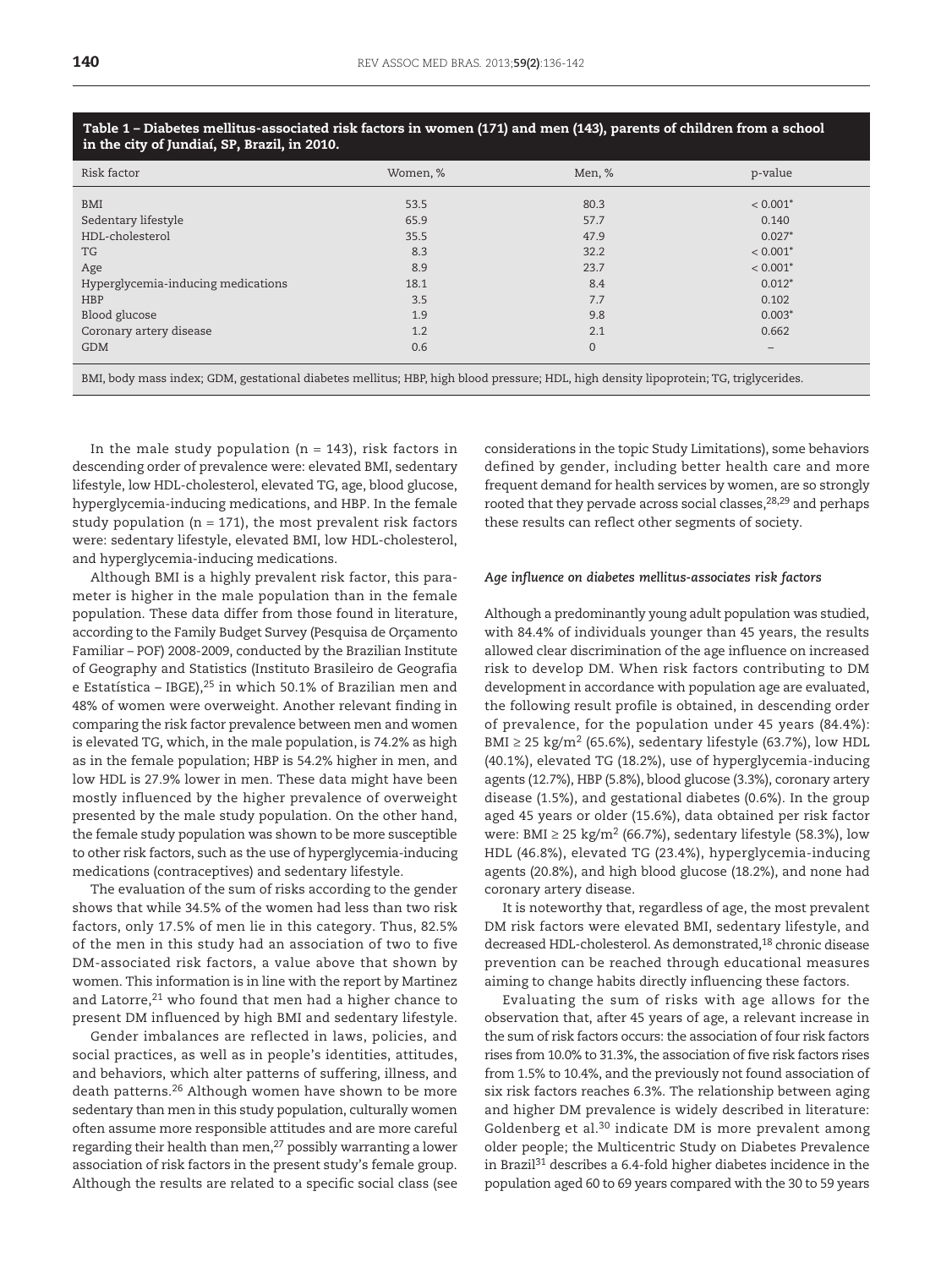**Table 1 – Diabetes mellitus-associated risk factors in women (171) and men (143), parents of children from a school in the city of Jundiaí, SP, Brazil, in 2010.**

| Risk factor | Women, % | Men, % | p-value |
|---|---|---|---|
| BMI | 53.5 | 80.3 | < 0.001* |
| Sedentary lifestyle | 65.9 | 57.7 | 0.140 |
| HDL-cholesterol | 35.5 | 47.9 | 0.027* |
| TG | 8.3 | 32.2 | < 0.001* |
| Age | 8.9 | 23.7 | < 0.001* |
| Hyperglycemia-inducing medications | 18.1 | 8.4 | 0.012* |
| HBP | 3.5 | 7.7 | 0.102 |
| Blood glucose | 1.9 | 9.8 | 0.003* |
| Coronary artery disease | 1.2 | 2.1 | 0.662 |
| GDM | 0.6 | 0 | – |

BMI, body mass index; GDM, gestational diabetes mellitus; HBP, high blood pressure; HDL, high density lipoprotein; TG, triglycerides.

In the male study population (n = 143), risk factors in descending order of prevalence were: elevated BMI, sedentary lifestyle, low HDL-cholesterol, elevated TG, age, blood glucose, hyperglycemia-inducing medications, and HBP. In the female study population (n = 171), the most prevalent risk factors were: sedentary lifestyle, elevated BMI, low HDL-cholesterol, and hyperglycemia-inducing medications.

Although BMI is a highly prevalent risk factor, this parameter is higher in the male population than in the female population. These data differ from those found in literature, according to the Family Budget Survey (Pesquisa de Orçamento Familiar – POF) 2008-2009, conducted by the Brazilian Institute of Geography and Statistics (Instituto Brasileiro de Geografia e Estatística – IBGE),[25] in which 50.1% of Brazilian men and 48% of women were overweight. Another relevant finding in comparing the risk factor prevalence between men and women is elevated TG, which, in the male population, is 74.2% as high as in the female population; HBP is 54.2% higher in men, and low HDL is 27.9% lower in men. These data might have been mostly influenced by the higher prevalence of overweight presented by the male study population. On the other hand, the female study population was shown to be more susceptible to other risk factors, such as the use of hyperglycemia-inducing medications (contraceptives) and sedentary lifestyle.

The evaluation of the sum of risks according to the gender shows that while 34.5% of the women had less than two risk factors, only 17.5% of men lie in this category. Thus, 82.5% of the men in this study had an association of two to five DM-associated risk factors, a value above that shown by women. This information is in line with the report by Martinez and Latorre,[21] who found that men had a higher chance to present DM influenced by high BMI and sedentary lifestyle.

Gender imbalances are reflected in laws, policies, and social practices, as well as in people's identities, attitudes, and behaviors, which alter patterns of suffering, illness, and death patterns.[26] Although women have shown to be more sedentary than men in this study population, culturally women often assume more responsible attitudes and are more careful regarding their health than men,[27] possibly warranting a lower association of risk factors in the present study's female group. Although the results are related to a specific social class (see considerations in the topic Study Limitations), some behaviors defined by gender, including better health care and more frequent demand for health services by women, are so strongly rooted that they pervade across social classes,[28,29] and perhaps these results can reflect other segments of society.

### *Age influence on diabetes mellitus-associates risk factors*

Although a predominantly young adult population was studied, with 84.4% of individuals younger than 45 years, the results allowed clear discrimination of the age influence on increased risk to develop DM. When risk factors contributing to DM development in accordance with population age are evaluated, the following result profile is obtained, in descending order of prevalence, for the population under 45 years (84.4%): BMI ≥ 25 kg/m$^2$ (65.6%), sedentary lifestyle (63.7%), low HDL (40.1%), elevated TG (18.2%), use of hyperglycemia-inducing agents (12.7%), HBP (5.8%), blood glucose (3.3%), coronary artery disease (1.5%), and gestational diabetes (0.6%). In the group aged 45 years or older (15.6%), data obtained per risk factor were: BMI ≥ 25 kg/m$^2$ (66.7%), sedentary lifestyle (58.3%), low HDL (46.8%), elevated TG (23.4%), hyperglycemia-inducing agents (20.8%), and high blood glucose (18.2%), and none had coronary artery disease.

It is noteworthy that, regardless of age, the most prevalent DM risk factors were elevated BMI, sedentary lifestyle, and decreased HDL-cholesterol. As demonstrated,[18] chronic disease prevention can be reached through educational measures aiming to change habits directly influencing these factors.

Evaluating the sum of risks with age allows for the observation that, after 45 years of age, a relevant increase in the sum of risk factors occurs: the association of four risk factors rises from 10.0% to 31.3%, the association of five risk factors rises from 1.5% to 10.4%, and the previously not found association of six risk factors reaches 6.3%. The relationship between aging and higher DM prevalence is widely described in literature: Goldenberg et al.[30] indicate DM is more prevalent among older people; the Multicentric Study on Diabetes Prevalence in Brazil[31] describes a 6.4-fold higher diabetes incidence in the population aged 60 to 69 years compared with the 30 to 59 years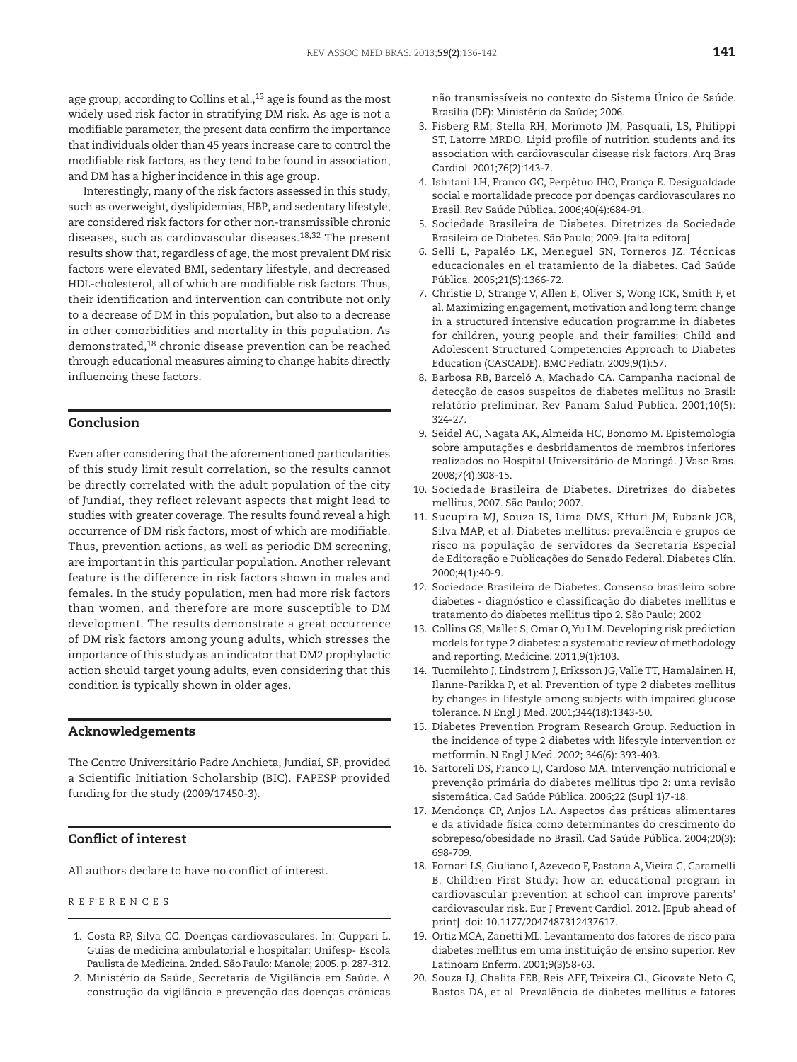age group; according to Collins et al.,[13] age is found as the most widely used risk factor in stratifying DM risk. As age is not a modifiable parameter, the present data confirm the importance that individuals older than 45 years increase care to control the modifiable risk factors, as they tend to be found in association, and DM has a higher incidence in this age group.

Interestingly, many of the risk factors assessed in this study, such as overweight, dyslipidemias, HBP, and sedentary lifestyle, are considered risk factors for other non-transmissible chronic diseases, such as cardiovascular diseases.[18,32] The present results show that, regardless of age, the most prevalent DM risk factors were elevated BMI, sedentary lifestyle, and decreased HDL-cholesterol, all of which are modifiable risk factors. Thus, their identification and intervention can contribute not only to a decrease of DM in this population, but also to a decrease in other comorbidities and mortality in this population. As demonstrated,[18] chronic disease prevention can be reached through educational measures aiming to change habits directly influencing these factors.

## Conclusion

Even after considering that the aforementioned particularities of this study limit result correlation, so the results cannot be directly correlated with the adult population of the city of Jundiaí, they reflect relevant aspects that might lead to studies with greater coverage. The results found reveal a high occurrence of DM risk factors, most of which are modifiable. Thus, prevention actions, as well as periodic DM screening, are important in this particular population. Another relevant feature is the difference in risk factors shown in males and females. In the study population, men had more risk factors than women, and therefore are more susceptible to DM development. The results demonstrate a great occurrence of DM risk factors among young adults, which stresses the importance of this study as an indicator that DM2 prophylactic action should target young adults, even considering that this condition is typically shown in older ages.

## Acknowledgements

The Centro Universitário Padre Anchieta, Jundiaí, SP, provided a Scientific Initiation Scholarship (BIC). FAPESP provided funding for the study (2009/17450-3).

## Conflict of interest

All authors declare to have no conflict of interest.

## REFERENCES

1. Costa RP, Silva CC. Doenças cardiovasculares. In: Cuppari L. Guias de medicina ambulatorial e hospitalar: Unifesp- Escola Paulista de Medicina. 2nded. São Paulo: Manole; 2005. p. 287-312.
2. Ministério da Saúde, Secretaria de Vigilância em Saúde. A construção da vigilância e prevenção das doenças crônicas não transmissíveis no contexto do Sistema Único de Saúde. Brasília (DF): Ministério da Saúde; 2006.
3. Fisberg RM, Stella RH, Morimoto JM, Pasquali, LS, Philippi ST, Latorre MRDO. Lipid profile of nutrition students and its association with cardiovascular disease risk factors. Arq Bras Cardiol. 2001;76(2):143-7.
4. Ishitani LH, Franco GC, Perpétuo IHO, França E. Desigualdade social e mortalidade precoce por doenças cardiovasculares no Brasil. Rev Saúde Pública. 2006;40(4):684-91.
5. Sociedade Brasileira de Diabetes. Diretrizes da Sociedade Brasileira de Diabetes. São Paulo; 2009. [falta editora]
6. Selli L, Papaléo LK, Meneguel SN, Torneros JZ. Técnicas educacionales en el tratamiento de la diabetes. Cad Saúde Pública. 2005;21(5):1366-72.
7. Christie D, Strange V, Allen E, Oliver S, Wong ICK, Smith F, et al. Maximizing engagement, motivation and long term change in a structured intensive education programme in diabetes for children, young people and their families: Child and Adolescent Structured Competencies Approach to Diabetes Education (CASCADE). BMC Pediatr. 2009;9(1):57.
8. Barbosa RB, Barceló A, Machado CA. Campanha nacional de detecção de casos suspeitos de diabetes mellitus no Brasil: relatório preliminar. Rev Panam Salud Publica. 2001;10(5): 324-27.
9. Seidel AC, Nagata AK, Almeida HC, Bonomo M. Epistemologia sobre amputações e desbridamentos de membros inferiores realizados no Hospital Universitário de Maringá. J Vasc Bras. 2008;7(4):308-15.
10. Sociedade Brasileira de Diabetes. Diretrizes do diabetes mellitus, 2007. São Paulo; 2007.
11. Sucupira MJ, Souza IS, Lima DMS, Kffuri JM, Eubank JCB, Silva MAP, et al. Diabetes mellitus: prevalência e grupos de risco na população de servidores da Secretaria Especial de Editoração e Publicações do Senado Federal. Diabetes Clín. 2000;4(1):40-9.
12. Sociedade Brasileira de Diabetes. Consenso brasileiro sobre diabetes - diagnóstico e classificação do diabetes mellitus e tratamento do diabetes mellitus tipo 2. São Paulo; 2002
13. Collins GS, Mallet S, Omar O, Yu LM. Developing risk prediction models for type 2 diabetes: a systematic review of methodology and reporting. Medicine. 2011,9(1):103.
14. Tuomilehto J, Lindstrom J, Eriksson JG, Valle TT, Hamalainen H, Ilanne-Parikka P, et al. Prevention of type 2 diabetes mellitus by changes in lifestyle among subjects with impaired glucose tolerance. N Engl J Med. 2001;344(18):1343-50.
15. Diabetes Prevention Program Research Group. Reduction in the incidence of type 2 diabetes with lifestyle intervention or metformin. N Engl J Med. 2002; 346(6): 393-403.
16. Sartoreli DS, Franco LJ, Cardoso MA. Intervenção nutricional e prevenção primária do diabetes mellitus tipo 2: uma revisão sistemática. Cad Saúde Pública. 2006;22 (Supl 1)7-18.
17. Mendonça CP, Anjos LA. Aspectos das práticas alimentares e da atividade física como determinantes do crescimento do sobrepeso/obesidade no Brasil. Cad Saúde Pública. 2004;20(3): 698-709.
18. Fornari LS, Giuliano I, Azevedo F, Pastana A, Vieira C, Caramelli B. Children First Study: how an educational program in cardiovascular prevention at school can improve parents' cardiovascular risk. Eur J Prevent Cardiol. 2012. [Epub ahead of print]. doi: 10.1177/2047487312437617.
19. Ortiz MCA, Zanetti ML. Levantamento dos fatores de risco para diabetes mellitus em uma instituição de ensino superior. Rev Latinoam Enferm. 2001;9(3)58-63.
20. Souza LJ, Chalita FEB, Reis AFF, Teixeira CL, Gicovate Neto C, Bastos DA, et al. Prevalência de diabetes mellitus e fatores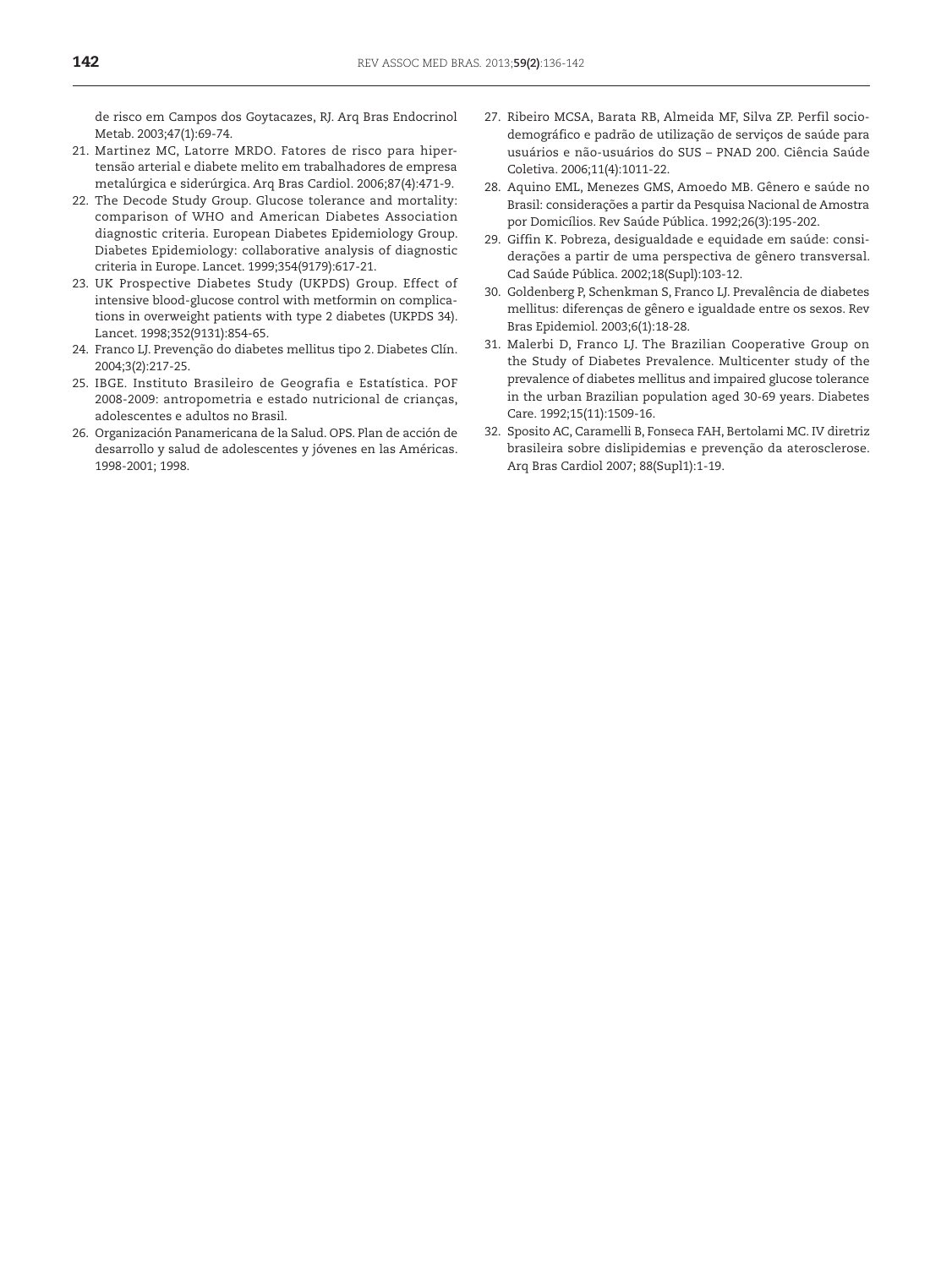de risco em Campos dos Goytacazes, RJ. Arq Bras Endocrinol Metab. 2003;47(1):69-74.

21. Martinez MC, Latorre MRDO. Fatores de risco para hipertensão arterial e diabete melito em trabalhadores de empresa metalúrgica e siderúrgica. Arq Bras Cardiol. 2006;87(4):471-9.
22. The Decode Study Group. Glucose tolerance and mortality: comparison of WHO and American Diabetes Association diagnostic criteria. European Diabetes Epidemiology Group. Diabetes Epidemiology: collaborative analysis of diagnostic criteria in Europe. Lancet. 1999;354(9179):617-21.
23. UK Prospective Diabetes Study (UKPDS) Group. Effect of intensive blood-glucose control with metformin on complications in overweight patients with type 2 diabetes (UKPDS 34). Lancet. 1998;352(9131):854-65.
24. Franco LJ. Prevenção do diabetes mellitus tipo 2. Diabetes Clín. 2004;3(2):217-25.
25. IBGE. Instituto Brasileiro de Geografia e Estatística. POF 2008-2009: antropometria e estado nutricional de crianças, adolescentes e adultos no Brasil.
26. Organización Panamericana de la Salud. OPS. Plan de acción de desarrollo y salud de adolescentes y jóvenes en las Américas. 1998-2001; 1998.
27. Ribeiro MCSA, Barata RB, Almeida MF, Silva ZP. Perfil sociodemográfico e padrão de utilização de serviços de saúde para usuários e não-usuários do SUS – PNAD 200. Ciência Saúde Coletiva. 2006;11(4):1011-22.
28. Aquino EML, Menezes GMS, Amoedo MB. Gênero e saúde no Brasil: considerações a partir da Pesquisa Nacional de Amostra por Domicílios. Rev Saúde Pública. 1992;26(3):195-202.
29. Giffin K. Pobreza, desigualdade e equidade em saúde: considerações a partir de uma perspectiva de gênero transversal. Cad Saúde Pública. 2002;18(Supl):103-12.
30. Goldenberg P, Schenkman S, Franco LJ. Prevalência de diabetes mellitus: diferenças de gênero e igualdade entre os sexos. Rev Bras Epidemiol. 2003;6(1):18-28.
31. Malerbi D, Franco LJ. The Brazilian Cooperative Group on the Study of Diabetes Prevalence. Multicenter study of the prevalence of diabetes mellitus and impaired glucose tolerance in the urban Brazilian population aged 30-69 years. Diabetes Care. 1992;15(11):1509-16.
32. Sposito AC, Caramelli B, Fonseca FAH, Bertolami MC. IV diretriz brasileira sobre dislipidemias e prevenção da aterosclerose. Arq Bras Cardiol 2007; 88(Supl1):1-19.